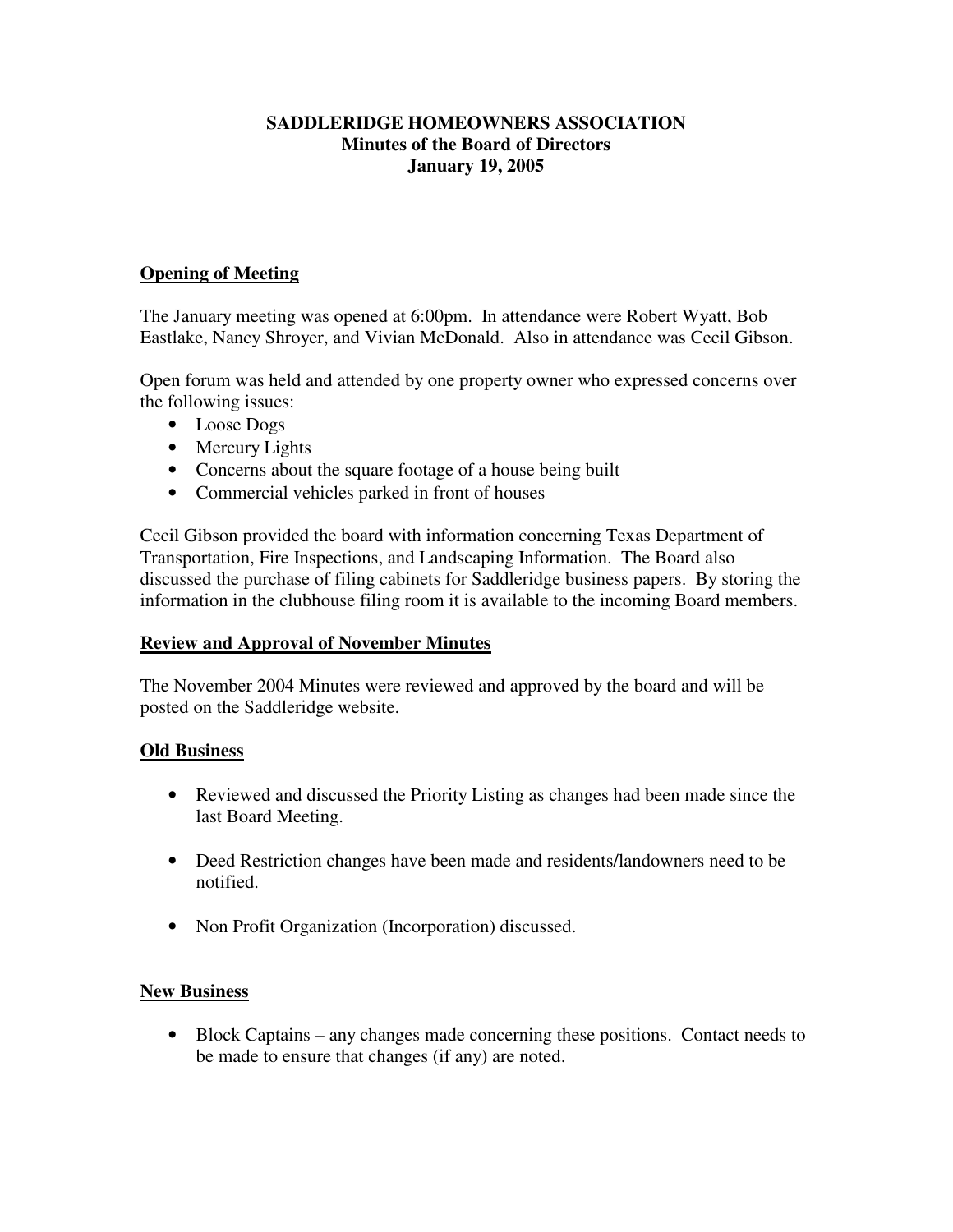# SADDLERIDGE HOMEOWNERS ASSOCIATION
## Minutes of the Board of Directors
### January 19, 2005

**Opening of Meeting**

The January meeting was opened at 6:00pm. In attendance were Robert Wyatt, Bob Eastlake, Nancy Shroyer, and Vivian McDonald. Also in attendance was Cecil Gibson.

Open forum was held and attended by one property owner who expressed concerns over the following issues:

- Loose Dogs
- Mercury Lights
- Concerns about the square footage of a house being built
- Commercial vehicles parked in front of houses

Cecil Gibson provided the board with information concerning Texas Department of Transportation, Fire Inspections, and Landscaping Information. The Board also discussed the purchase of filing cabinets for Saddleridge business papers. By storing the information in the clubhouse filing room it is available to the incoming Board members.

**Review and Approval of November Minutes**

The November 2004 Minutes were reviewed and approved by the board and will be posted on the Saddleridge website.

**Old Business**

- Reviewed and discussed the Priority Listing as changes had been made since the last Board Meeting.
- Deed Restriction changes have been made and residents/landowners need to be notified.
- Non Profit Organization (Incorporation) discussed.

**New Business**

- Block Captains – any changes made concerning these positions. Contact needs to be made to ensure that changes (if any) are noted.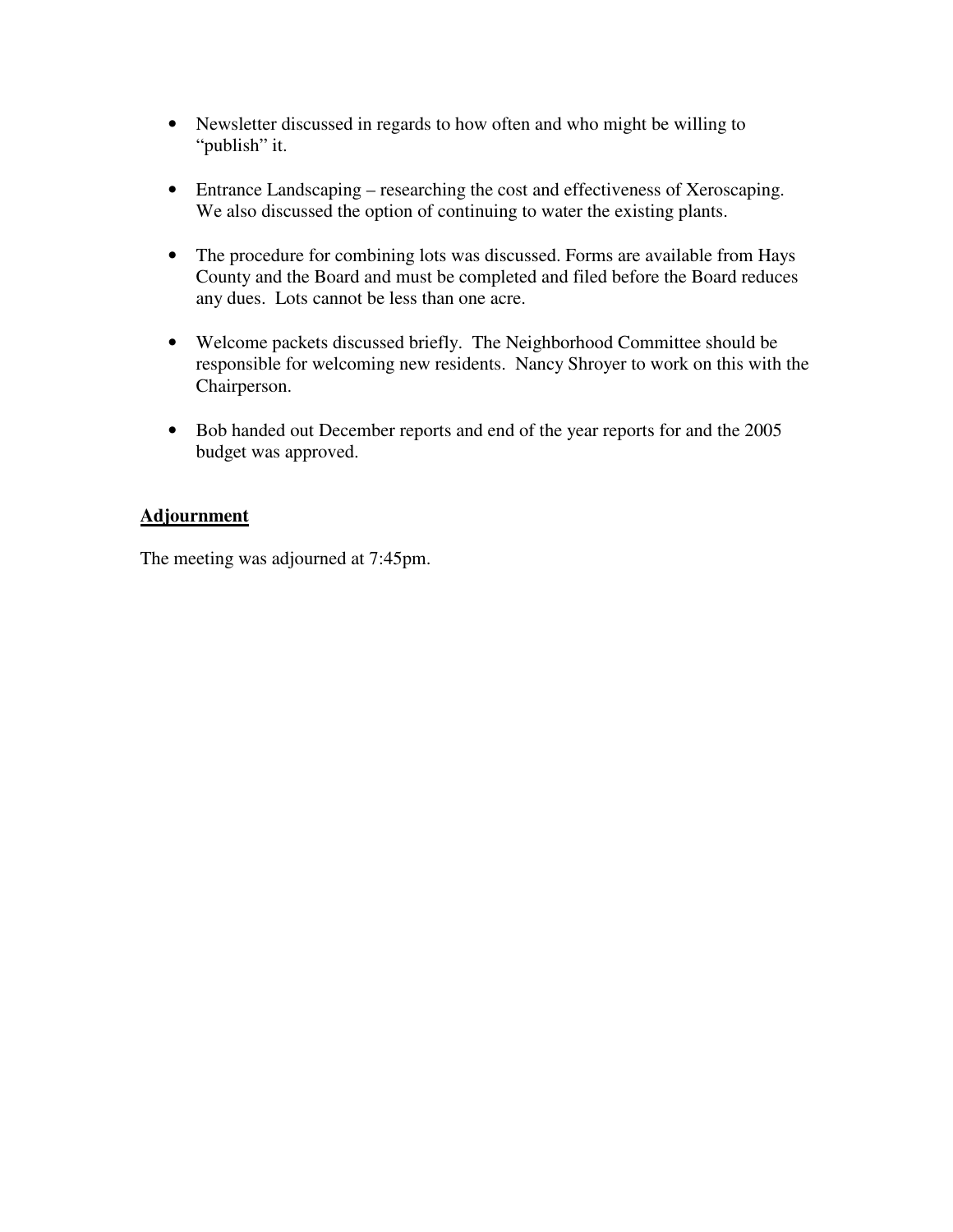- Newsletter discussed in regards to how often and who might be willing to "publish" it.

- Entrance Landscaping – researching the cost and effectiveness of Xeroscaping. We also discussed the option of continuing to water the existing plants.

- The procedure for combining lots was discussed. Forms are available from Hays County and the Board and must be completed and filed before the Board reduces any dues. Lots cannot be less than one acre.

- Welcome packets discussed briefly. The Neighborhood Committee should be responsible for welcoming new residents. Nancy Shroyer to work on this with the Chairperson.

- Bob handed out December reports and end of the year reports for and the 2005 budget was approved.

**Adjournment**

The meeting was adjourned at 7:45pm.